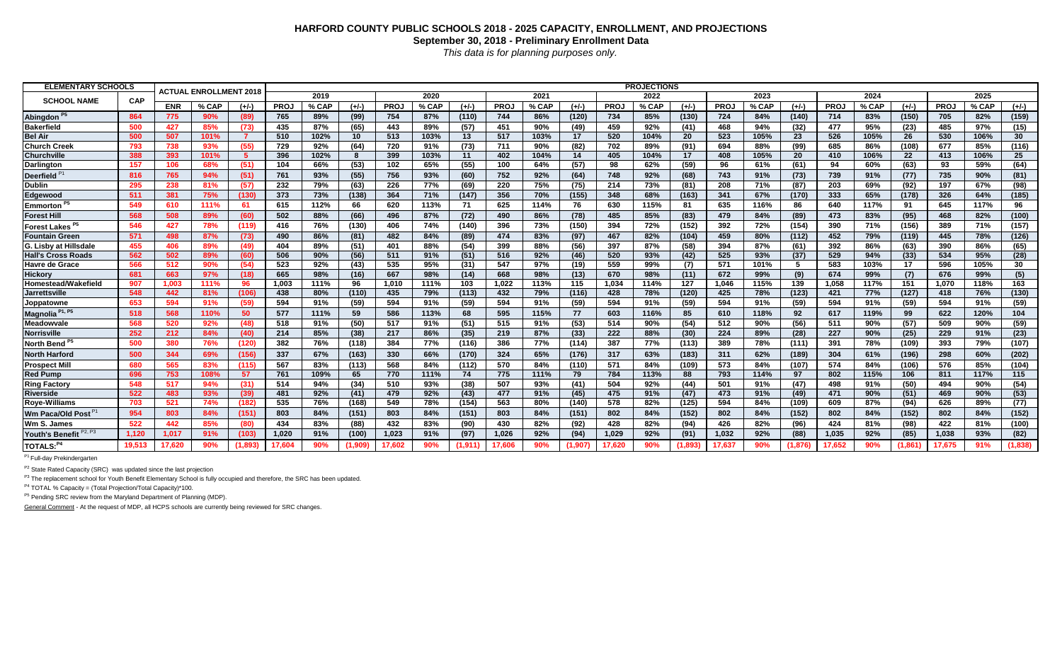# HARFORD COUNTY PUBLIC SCHOOLS 2018 - 2025 CAPACITY, ENROLLMENT, AND PROJECTIONS

**September 30, 2018 - Preliminary Enrollment Data**

*This data is for planning purposes only.*

| ELEMENTARY SCHOOLS | | ACTUAL ENROLLMENT 2018 | | | PROJECTIONS | | | | | | | | | | | | | | | | | | | | |
|---|---|---|---|---|---|---|---|---|---|---|---|---|---|---|---|---|---|---|---|---|---|---|---|---|---|
| SCHOOL NAME | CAP | | | | 2019 | | | 2020 | | | 2021 | | | 2022 | | | 2023 | | | 2024 | | | 2025 | | |
| | | ENR | % CAP | (+/-) | PROJ | % CAP | (+/-) | PROJ | % CAP | (+/-) | PROJ | % CAP | (+/-) | PROJ | % CAP | (+/-) | PROJ | % CAP | (+/-) | PROJ | % CAP | (+/-) | PROJ | % CAP | (+/-) |
| Abingdon [P5] | 864 | 775 | 90% | (89) | 765 | 89% | (99) | 754 | 87% | (110) | 744 | 86% | (120) | 734 | 85% | (130) | 724 | 84% | (140) | 714 | 83% | (150) | 705 | 82% | (159) |
| Bakerfield | 500 | 427 | 85% | (73) | 435 | 87% | (65) | 443 | 89% | (57) | 451 | 90% | (49) | 459 | 92% | (41) | 468 | 94% | (32) | 477 | 95% | (23) | 485 | 97% | (15) |
| Bel Air | 500 | 507 | 101% | 7 | 510 | 102% | 10 | 513 | 103% | 13 | 517 | 103% | 17 | 520 | 104% | 20 | 523 | 105% | 23 | 526 | 105% | 26 | 530 | 106% | 30 |
| Church Creek | 793 | 738 | 93% | (55) | 729 | 92% | (64) | 720 | 91% | (73) | 711 | 90% | (82) | 702 | 89% | (91) | 694 | 88% | (99) | 685 | 86% | (108) | 677 | 85% | (116) |
| Churchville | 388 | 393 | 101% | 5 | 396 | 102% | 8 | 399 | 103% | 11 | 402 | 104% | 14 | 405 | 104% | 17 | 408 | 105% | 20 | 410 | 106% | 22 | 413 | 106% | 25 |
| Darlington | 157 | 106 | 68% | (51) | 104 | 66% | (53) | 102 | 65% | (55) | 100 | 64% | (57) | 98 | 62% | (59) | 96 | 61% | (61) | 94 | 60% | (63) | 93 | 59% | (64) |
| Deerfield [P1] | 816 | 765 | 94% | (51) | 761 | 93% | (55) | 756 | 93% | (60) | 752 | 92% | (64) | 748 | 92% | (68) | 743 | 91% | (73) | 739 | 91% | (77) | 735 | 90% | (81) |
| Dublin | 295 | 238 | 81% | (57) | 232 | 79% | (63) | 226 | 77% | (69) | 220 | 75% | (75) | 214 | 73% | (81) | 208 | 71% | (87) | 203 | 69% | (92) | 197 | 67% | (98) |
| Edgewood | 511 | 381 | 75% | (130) | 373 | 73% | (138) | 364 | 71% | (147) | 356 | 70% | (155) | 348 | 68% | (163) | 341 | 67% | (170) | 333 | 65% | (178) | 326 | 64% | (185) |
| Emmorton [P5] | 549 | 610 | 111% | 61 | 615 | 112% | 66 | 620 | 113% | 71 | 625 | 114% | 76 | 630 | 115% | 81 | 635 | 116% | 86 | 640 | 117% | 91 | 645 | 117% | 96 |
| Forest Hill | 568 | 508 | 89% | (60) | 502 | 88% | (66) | 496 | 87% | (72) | 490 | 86% | (78) | 485 | 85% | (83) | 479 | 84% | (89) | 473 | 83% | (95) | 468 | 82% | (100) |
| Forest Lakes [P5] | 546 | 427 | 78% | (119) | 416 | 76% | (130) | 406 | 74% | (140) | 396 | 73% | (150) | 394 | 72% | (152) | 392 | 72% | (154) | 390 | 71% | (156) | 389 | 71% | (157) |
| Fountain Green | 571 | 498 | 87% | (73) | 490 | 86% | (81) | 482 | 84% | (89) | 474 | 83% | (97) | 467 | 82% | (104) | 459 | 80% | (112) | 452 | 79% | (119) | 445 | 78% | (126) |
| G. Lisby at Hillsdale | 455 | 406 | 89% | (49) | 404 | 89% | (51) | 401 | 88% | (54) | 399 | 88% | (56) | 397 | 87% | (58) | 394 | 87% | (61) | 392 | 86% | (63) | 390 | 86% | (65) |
| Hall's Cross Roads | 562 | 502 | 89% | (60) | 506 | 90% | (56) | 511 | 91% | (51) | 516 | 92% | (46) | 520 | 93% | (42) | 525 | 93% | (37) | 529 | 94% | (33) | 534 | 95% | (28) |
| Havre de Grace | 566 | 512 | 90% | (54) | 523 | 92% | (43) | 535 | 95% | (31) | 547 | 97% | (19) | 559 | 99% | (7) | 571 | 101% | 5 | 583 | 103% | 17 | 596 | 105% | 30 |
| Hickory | 681 | 663 | 97% | (18) | 665 | 98% | (16) | 667 | 98% | (14) | 668 | 98% | (13) | 670 | 98% | (11) | 672 | 99% | (9) | 674 | 99% | (7) | 676 | 99% | (5) |
| Homestead/Wakefield | 907 | 1,003 | 111% | 96 | 1,003 | 111% | 96 | 1,010 | 111% | 103 | 1,022 | 113% | 115 | 1,034 | 114% | 127 | 1,046 | 115% | 139 | 1,058 | 117% | 151 | 1,070 | 118% | 163 |
| Jarrettsville | 548 | 442 | 81% | (106) | 438 | 80% | (110) | 435 | 79% | (113) | 432 | 79% | (116) | 428 | 78% | (120) | 425 | 78% | (123) | 421 | 77% | (127) | 418 | 76% | (130) |
| Joppatowne | 653 | 594 | 91% | (59) | 594 | 91% | (59) | 594 | 91% | (59) | 594 | 91% | (59) | 594 | 91% | (59) | 594 | 91% | (59) | 594 | 91% | (59) | 594 | 91% | (59) |
| Magnolia [P1, P5] | 518 | 568 | 110% | 50 | 577 | 111% | 59 | 586 | 113% | 68 | 595 | 115% | 77 | 603 | 116% | 85 | 610 | 118% | 92 | 617 | 119% | 99 | 622 | 120% | 104 |
| Meadowvale | 568 | 520 | 92% | (48) | 518 | 91% | (50) | 517 | 91% | (51) | 515 | 91% | (53) | 514 | 90% | (54) | 512 | 90% | (56) | 511 | 90% | (57) | 509 | 90% | (59) |
| Norrisville | 252 | 212 | 84% | (40) | 214 | 85% | (38) | 217 | 86% | (35) | 219 | 87% | (33) | 222 | 88% | (30) | 224 | 89% | (28) | 227 | 90% | (25) | 229 | 91% | (23) |
| North Bend [P5] | 500 | 380 | 76% | (120) | 382 | 76% | (118) | 384 | 77% | (116) | 386 | 77% | (114) | 387 | 77% | (113) | 389 | 78% | (111) | 391 | 78% | (109) | 393 | 79% | (107) |
| North Harford | 500 | 344 | 69% | (156) | 337 | 67% | (163) | 330 | 66% | (170) | 324 | 65% | (176) | 317 | 63% | (183) | 311 | 62% | (189) | 304 | 61% | (196) | 298 | 60% | (202) |
| Prospect Mill | 680 | 565 | 83% | (115) | 567 | 83% | (113) | 568 | 84% | (112) | 570 | 84% | (110) | 571 | 84% | (109) | 573 | 84% | (107) | 574 | 84% | (106) | 576 | 85% | (104) |
| Red Pump | 696 | 753 | 108% | 57 | 761 | 109% | 65 | 770 | 111% | 74 | 775 | 111% | 79 | 784 | 113% | 88 | 793 | 114% | 97 | 802 | 115% | 106 | 811 | 117% | 115 |
| Ring Factory | 548 | 517 | 94% | (31) | 514 | 94% | (34) | 510 | 93% | (38) | 507 | 93% | (41) | 504 | 92% | (44) | 501 | 91% | (47) | 498 | 91% | (50) | 494 | 90% | (54) |
| Riverside | 522 | 483 | 93% | (39) | 481 | 92% | (41) | 479 | 92% | (43) | 477 | 91% | (45) | 475 | 91% | (47) | 473 | 91% | (49) | 471 | 90% | (51) | 469 | 90% | (53) |
| Roye-Williams | 703 | 521 | 74% | (182) | 535 | 76% | (168) | 549 | 78% | (154) | 563 | 80% | (140) | 578 | 82% | (125) | 594 | 84% | (109) | 609 | 87% | (94) | 626 | 89% | (77) |
| Wm Paca/Old Post [P1] | 954 | 803 | 84% | (151) | 803 | 84% | (151) | 803 | 84% | (151) | 803 | 84% | (151) | 802 | 84% | (152) | 802 | 84% | (152) | 802 | 84% | (152) | 802 | 84% | (152) |
| Wm S. James | 522 | 442 | 85% | (80) | 434 | 83% | (88) | 432 | 83% | (90) | 430 | 82% | (92) | 428 | 82% | (94) | 426 | 82% | (96) | 424 | 81% | (98) | 422 | 81% | (100) |
| Youth's Benefit [P2, P3] | 1,120 | 1,017 | 91% | (103) | 1,020 | 91% | (100) | 1,023 | 91% | (97) | 1,026 | 92% | (94) | 1,029 | 92% | (91) | 1,032 | 92% | (88) | 1,035 | 92% | (85) | 1,038 | 93% | (82) |
| TOTALS: [P4] | 19,513 | 17,620 | 90% | (1,893) | 17,604 | 90% | (1,909) | 17,602 | 90% | (1,911) | 17,606 | 90% | (1,907) | 17,620 | 90% | (1,893) | 17,637 | 90% | (1,876) | 17,652 | 90% | (1,861) | 17,675 | 91% | (1,838) |

[P1] Full-day Prekindergarten

[P2] State Rated Capacity (SRC) was updated since the last projection

[P3] The replacement school for Youth Benefit Elementary School is fully occupied and therefore, the SRC has been updated.

[P4] TOTAL % Capacity = (Total Projection/Total Capacity)*100.

[P5] Pending SRC review from the Maryland Department of Planning (MDP).

General Comment - At the request of MDP, all HCPS schools are currently being reviewed for SRC changes.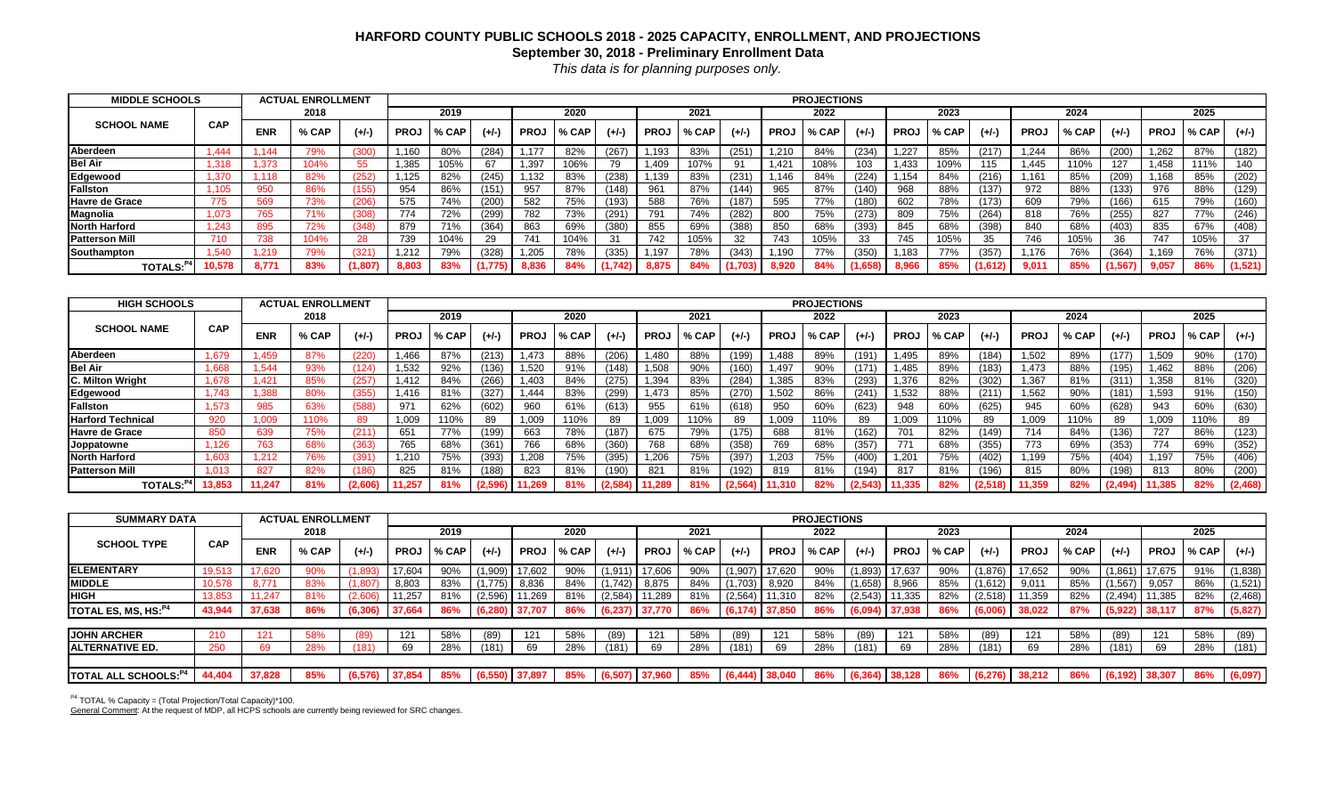# HARFORD COUNTY PUBLIC SCHOOLS 2018 - 2025 CAPACITY, ENROLLMENT, AND PROJECTIONS

**September 30, 2018 - Preliminary Enrollment Data**

*This data is for planning purposes only.*

| MIDDLE SCHOOLS | | ACTUAL ENROLLMENT | | | PROJECTIONS | | | | | | | | | | | | | | | | | | | | | |
|---|---|---|---|---|---|---|---|---|---|---|---|---|---|---|---|---|---|---|---|---|---|---|---|---|---|---|
| | | 2018 | | | 2019 | | | 2020 | | | 2021 | | | 2022 | | | 2023 | | | 2024 | | | 2025 | | | |
| SCHOOL NAME | CAP | ENR | % CAP | (+/-) | PROJ | % CAP | (+/-) | PROJ | % CAP | (+/-) | PROJ | % CAP | (+/-) | PROJ | % CAP | (+/-) | PROJ | % CAP | (+/-) | PROJ | % CAP | (+/-) | PROJ | % CAP | (+/-) | |
| Aberdeen | 1,444 | 1,144 | 79% | (300) | 1,160 | 80% | (284) | 1,177 | 82% | (267) | 1,193 | 83% | (251) | 1,210 | 84% | (234) | 1,227 | 85% | (217) | 1,244 | 86% | (200) | 1,262 | 87% | (182) | |
| Bel Air | 1,318 | 1,373 | 104% | 55 | 1,385 | 105% | 67 | 1,397 | 106% | 79 | 1,409 | 107% | 91 | 1,421 | 108% | 103 | 1,433 | 109% | 115 | 1,445 | 110% | 127 | 1,458 | 111% | 140 | |
| Edgewood | 1,370 | 1,118 | 82% | (252) | 1,125 | 82% | (245) | 1,132 | 83% | (238) | 1,139 | 83% | (231) | 1,146 | 84% | (224) | 1,154 | 84% | (216) | 1,161 | 85% | (209) | 1,168 | 85% | (202) | |
| Fallston | 1,105 | 950 | 86% | (155) | 954 | 86% | (151) | 957 | 87% | (148) | 961 | 87% | (144) | 965 | 87% | (140) | 968 | 88% | (137) | 972 | 88% | (133) | 976 | 88% | (129) | |
| Havre de Grace | 775 | 569 | 73% | (206) | 575 | 74% | (200) | 582 | 75% | (193) | 588 | 76% | (187) | 595 | 77% | (180) | 602 | 78% | (173) | 609 | 79% | (166) | 615 | 79% | (160) | |
| Magnolia | 1,073 | 765 | 71% | (308) | 774 | 72% | (299) | 782 | 73% | (291) | 791 | 74% | (282) | 800 | 75% | (273) | 809 | 75% | (264) | 818 | 76% | (255) | 827 | 77% | (246) | |
| North Harford | 1,243 | 895 | 72% | (348) | 879 | 71% | (364) | 863 | 69% | (380) | 855 | 69% | (388) | 850 | 68% | (393) | 845 | 68% | (398) | 840 | 68% | (403) | 835 | 67% | (408) | |
| Patterson Mill | 710 | 738 | 104% | 28 | 739 | 104% | 29 | 741 | 104% | 31 | 742 | 105% | 32 | 743 | 105% | 33 | 745 | 105% | 35 | 746 | 105% | 36 | 747 | 105% | 37 | |
| Southampton | 1,540 | 1,219 | 79% | (321) | 1,212 | 79% | (328) | 1,205 | 78% | (335) | 1,197 | 78% | (343) | 1,190 | 77% | (350) | 1,183 | 77% | (357) | 1,176 | 76% | (364) | 1,169 | 76% | (371) | |
| TOTALS:[P4] | 10,578 | 8,771 | 83% | (1,807) | 8,803 | 83% | (1,775) | 8,836 | 84% | (1,742) | 8,875 | 84% | (1,703) | 8,920 | 84% | (1,658) | 8,966 | 85% | (1,612) | 9,011 | 85% | (1,567) | 9,057 | 86% | (1,521) | |

| HIGH SCHOOLS | | ACTUAL ENROLLMENT | | | PROJECTIONS | | | | | | | | | | | | | | | | | | | | |
|---|---|---|---|---|---|---|---|---|---|---|---|---|---|---|---|---|---|---|---|---|---|---|---|---|---|
| | | 2018 | | | 2019 | | | 2020 | | | 2021 | | | 2022 | | | 2023 | | | 2024 | | | 2025 | | |
| SCHOOL NAME | CAP | ENR | % CAP | (+/-) | PROJ | % CAP | (+/-) | PROJ | % CAP | (+/-) | PROJ | % CAP | (+/-) | PROJ | % CAP | (+/-) | PROJ | % CAP | (+/-) | PROJ | % CAP | (+/-) | PROJ | % CAP | (+/-) |
| Aberdeen | 1,679 | 1,459 | 87% | (220) | 1,466 | 87% | (213) | 1,473 | 88% | (206) | 1,480 | 88% | (199) | 1,488 | 89% | (191) | 1,495 | 89% | (184) | 1,502 | 89% | (177) | 1,509 | 90% | (170) |
| Bel Air | 1,668 | 1,544 | 93% | (124) | 1,532 | 92% | (136) | 1,520 | 91% | (148) | 1,508 | 90% | (160) | 1,497 | 90% | (171) | 1,485 | 89% | (183) | 1,473 | 88% | (195) | 1,462 | 88% | (206) |
| C. Milton Wright | 1,678 | 1,421 | 85% | (257) | 1,412 | 84% | (266) | 1,403 | 84% | (275) | 1,394 | 83% | (284) | 1,385 | 83% | (293) | 1,376 | 82% | (302) | 1,367 | 81% | (311) | 1,358 | 81% | (320) |
| Edgewood | 1,743 | 1,388 | 80% | (355) | 1,416 | 81% | (327) | 1,444 | 83% | (299) | 1,473 | 85% | (270) | 1,502 | 86% | (241) | 1,532 | 88% | (211) | 1,562 | 90% | (181) | 1,593 | 91% | (150) |
| Fallston | 1,573 | 985 | 63% | (588) | 971 | 62% | (602) | 960 | 61% | (613) | 955 | 61% | (618) | 950 | 60% | (623) | 948 | 60% | (625) | 945 | 60% | (628) | 943 | 60% | (630) |
| Harford Technical | 920 | 1,009 | 110% | 89 | 1,009 | 110% | 89 | 1,009 | 110% | 89 | 1,009 | 110% | 89 | 1,009 | 110% | 89 | 1,009 | 110% | 89 | 1,009 | 110% | 89 | 1,009 | 110% | 89 |
| Havre de Grace | 850 | 639 | 75% | (211) | 651 | 77% | (199) | 663 | 78% | (187) | 675 | 79% | (175) | 688 | 81% | (162) | 701 | 82% | (149) | 714 | 84% | (136) | 727 | 86% | (123) |
| Joppatowne | 1,126 | 763 | 68% | (363) | 765 | 68% | (361) | 766 | 68% | (360) | 768 | 68% | (358) | 769 | 68% | (357) | 771 | 68% | (355) | 773 | 69% | (353) | 774 | 69% | (352) |
| North Harford | 1,603 | 1,212 | 76% | (391) | 1,210 | 75% | (393) | 1,208 | 75% | (395) | 1,206 | 75% | (397) | 1,203 | 75% | (400) | 1,201 | 75% | (402) | 1,199 | 75% | (404) | 1,197 | 75% | (406) |
| Patterson Mill | 1,013 | 827 | 82% | (186) | 825 | 81% | (188) | 823 | 81% | (190) | 821 | 81% | (192) | 819 | 81% | (194) | 817 | 81% | (196) | 815 | 80% | (198) | 813 | 80% | (200) |
| TOTALS:[P4] | 13,853 | 11,247 | 81% | (2,606) | 11,257 | 81% | (2,596) | 11,269 | 81% | (2,584) | 11,289 | 81% | (2,564) | 11,310 | 82% | (2,543) | 11,335 | 82% | (2,518) | 11,359 | 82% | (2,494) | 11,385 | 82% | (2,468) |

| SUMMARY DATA | | ACTUAL ENROLLMENT | | | PROJECTIONS | | | | | | | | | | | | | | | | | | | | |
|---|---|---|---|---|---|---|---|---|---|---|---|---|---|---|---|---|---|---|---|---|---|---|---|---|---|
| | | 2018 | | | 2019 | | | 2020 | | | 2021 | | | 2022 | | | 2023 | | | 2024 | | | 2025 | | |
| SCHOOL TYPE | CAP | ENR | % CAP | (+/-) | PROJ | % CAP | (+/-) | PROJ | % CAP | (+/-) | PROJ | % CAP | (+/-) | PROJ | % CAP | (+/-) | PROJ | % CAP | (+/-) | PROJ | % CAP | (+/-) | PROJ | % CAP | (+/-) |
| ELEMENTARY | 19,513 | 17,620 | 90% | (1,893) | 17,604 | 90% | (1,909) | 17,602 | 90% | (1,911) | 17,606 | 90% | (1,907) | 17,620 | 90% | (1,893) | 17,637 | 90% | (1,876) | 17,652 | 90% | (1,861) | 17,675 | 91% | (1,838) |
| MIDDLE | 10,578 | 8,771 | 83% | (1,807) | 8,803 | 83% | (1,775) | 8,836 | 84% | (1,742) | 8,875 | 84% | (1,703) | 8,920 | 84% | (1,658) | 8,966 | 85% | (1,612) | 9,011 | 85% | (1,567) | 9,057 | 86% | (1,521) |
| HIGH | 13,853 | 11,247 | 81% | (2,606) | 11,257 | 81% | (2,596) | 11,269 | 81% | (2,584) | 11,289 | 81% | (2,564) | 11,310 | 82% | (2,543) | 11,335 | 82% | (2,518) | 11,359 | 82% | (2,494) | 11,385 | 82% | (2,468) |
| TOTAL ES, MS, HS:[P4] | 43,944 | 37,638 | 86% | (6,306) | 37,664 | 86% | (6,280) | 37,707 | 86% | (6,237) | 37,770 | 86% | (6,174) | 37,850 | 86% | (6,094) | 37,938 | 86% | (6,006) | 38,022 | 87% | (5,922) | 38,117 | 87% | (5,827) |
| JOHN ARCHER | 210 | 121 | 58% | (89) | 121 | 58% | (89) | 121 | 58% | (89) | 121 | 58% | (89) | 121 | 58% | (89) | 121 | 58% | (89) | 121 | 58% | (89) | 121 | 58% | (89) |
| ALTERNATIVE ED. | 250 | 69 | 28% | (181) | 69 | 28% | (181) | 69 | 28% | (181) | 69 | 28% | (181) | 69 | 28% | (181) | 69 | 28% | (181) | 69 | 28% | (181) | 69 | 28% | (181) |
| TOTAL ALL SCHOOLS:[P4] | 44,404 | 37,828 | 85% | (6,576) | 37,854 | 85% | (6,550) | 37,897 | 85% | (6,507) | 37,960 | 85% | (6,444) | 38,040 | 86% | (6,364) | 38,128 | 86% | (6,276) | 38,212 | 86% | (6,192) | 38,307 | 86% | (6,097) |

[P4] TOTAL % Capacity = (Total Projection/Total Capacity)*100.

General Comment: At the request of MDP, all HCPS schools are currently being reviewed for SRC changes.